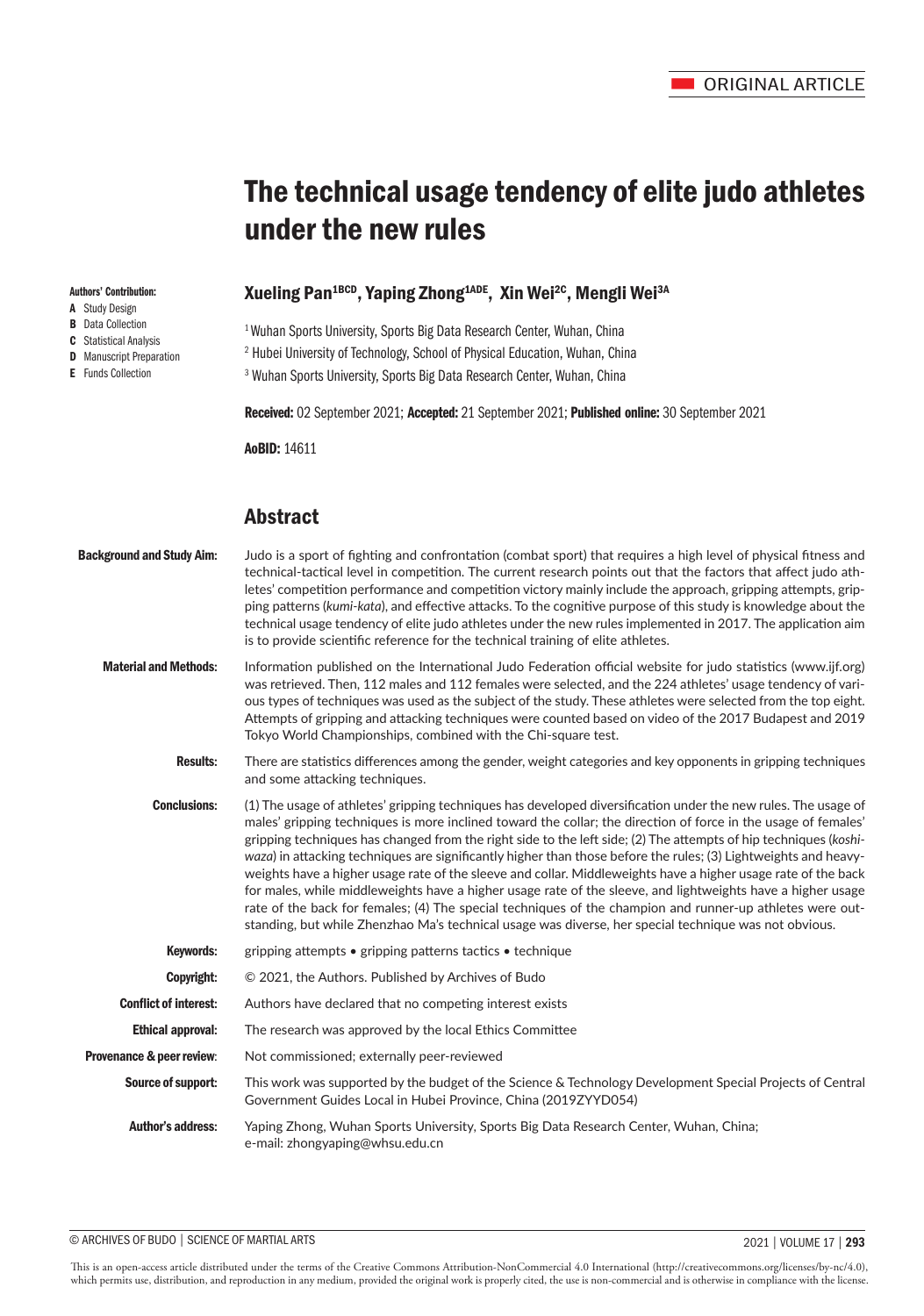ORIGINAL ARTICLE

# The technical usage tendency of elite judo athletes under the new rules

**Authors' Contribution:**
- **A** Study Design
- **B** Data Collection
- **C** Statistical Analysis
- **D** Manuscript Preparation
- **E** Funds Collection

**Xueling Pan[1BCD], Yaping Zhong[1ADE], Xin Wei[2C], Mengli Wei[3A]**

[1] Wuhan Sports University, Sports Big Data Research Center, Wuhan, China
[2] Hubei University of Technology, School of Physical Education, Wuhan, China
[3] Wuhan Sports University, Sports Big Data Research Center, Wuhan, China

**Received:** 02 September 2021; **Accepted:** 21 September 2021; **Published online:** 30 September 2021

**AoBID:** 14611

## Abstract

**Background and Study Aim:** Judo is a sport of fighting and confrontation (combat sport) that requires a high level of physical fitness and technical-tactical level in competition. The current research points out that the factors that affect judo athletes' competition performance and competition victory mainly include the approach, gripping attempts, gripping patterns (*kumi-kata*), and effective attacks. To the cognitive purpose of this study is knowledge about the technical usage tendency of elite judo athletes under the new rules implemented in 2017. The application aim is to provide scientific reference for the technical training of elite athletes.

**Material and Methods:** Information published on the International Judo Federation official website for judo statistics (www.ijf.org) was retrieved. Then, 112 males and 112 females were selected, and the 224 athletes' usage tendency of various types of techniques was used as the subject of the study. These athletes were selected from the top eight. Attempts of gripping and attacking techniques were counted based on video of the 2017 Budapest and 2019 Tokyo World Championships, combined with the Chi-square test.

**Results:** There are statistics differences among the gender, weight categories and key opponents in gripping techniques and some attacking techniques.

**Conclusions:** (1) The usage of athletes' gripping techniques has developed diversification under the new rules. The usage of males' gripping techniques is more inclined toward the collar; the direction of force in the usage of females' gripping techniques has changed from the right side to the left side; (2) The attempts of hip techniques (*koshi-waza*) in attacking techniques are significantly higher than those before the rules; (3) Lightweights and heavyweights have a higher usage rate of the sleeve and collar. Middleweights have a higher usage rate of the back for males, while middleweights have a higher usage rate of the sleeve, and lightweights have a higher usage rate of the back for females; (4) The special techniques of the champion and runner-up athletes were outstanding, but while Zhenzhao Ma's technical usage was diverse, her special technique was not obvious.

**Keywords:** gripping attempts • gripping patterns tactics • technique

**Copyright:** © 2021, the Authors. Published by Archives of Budo

**Conflict of interest:** Authors have declared that no competing interest exists

**Ethical approval:** The research was approved by the local Ethics Committee

**Provenance & peer review:** Not commissioned; externally peer-reviewed

**Source of support:** This work was supported by the budget of the Science & Technology Development Special Projects of Central Government Guides Local in Hubei Province, China (2019ZYYD054)

**Author's address:** Yaping Zhong, Wuhan Sports University, Sports Big Data Research Center, Wuhan, China; e-mail: zhongyaping@whsu.edu.cn

This is an open-access article distributed under the terms of the Creative Commons Attribution-NonCommercial 4.0 International (http://creativecommons.org/licenses/by-nc/4.0), which permits use, distribution, and reproduction in any medium, provided the original work is properly cited, the use is non-commercial and is otherwise in compliance with the license.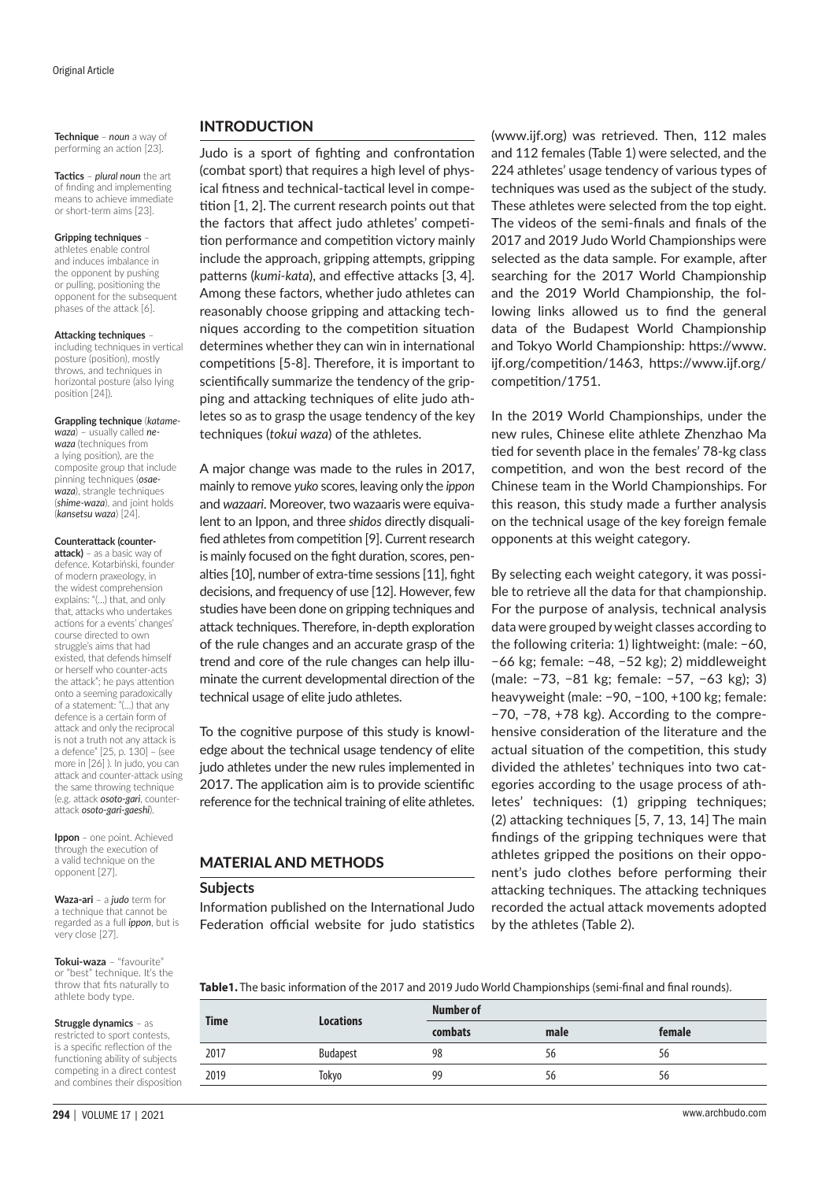Original Article

**Technique** – *noun* a way of performing an action [23].

**Tactics** – *plural noun* the art of finding and implementing means to achieve immediate or short-term aims [23].

**Gripping techniques** – athletes enable control and induces imbalance in the opponent by pushing or pulling, positioning the opponent for the subsequent phases of the attack [6].

**Attacking techniques** – including techniques in vertical posture (position), mostly throws, and techniques in horizontal posture (also lying position [24]).

**Grappling technique** (*katame-waza*) – usually called *ne-waza* (techniques from a lying position), are the composite group that include pinning techniques (*osae-waza*), strangle techniques (*shime-waza*), and joint holds (*kansetsu waza*) [24].

**Counterattack (counter-attack)** – as a basic way of defence. Kotarbiński, founder of modern praxeology, in the widest comprehension explains: "(...) that, and only that, attacks who undertakes actions for a events' changes' course directed to own struggle's aims that had existed, that defends himself or herself who counter-acts the attack"; he pays attention onto a seeming paradoxically of a statement: "(...) that any defence is a certain form of attack and only the reciprocal is not a truth not any attack is a defence" [25, p. 130] – (see more in [26] ). In judo, you can attack and counter-attack using the same throwing technique (e.g. attack *osoto-gari*, counter-attack *osoto-gari-gaeshi*).

**Ippon** – one point. Achieved through the execution of a valid technique on the opponent [27].

**Waza-ari** – a *judo* term for a technique that cannot be regarded as a full *ippon*, but is very close [27].

**Tokui-waza** – "favourite" or "best" technique. It's the throw that fits naturally to athlete body type.

**Struggle dynamics** – as restricted to sport contests, is a specific reflection of the functioning ability of subjects competing in a direct contest and combines their disposition

## INTRODUCTION

Judo is a sport of fighting and confrontation (combat sport) that requires a high level of physical fitness and technical-tactical level in competition [1, 2]. The current research points out that the factors that affect judo athletes' competition performance and competition victory mainly include the approach, gripping attempts, gripping patterns (*kumi-kata*), and effective attacks [3, 4]. Among these factors, whether judo athletes can reasonably choose gripping and attacking techniques according to the competition situation determines whether they can win in international competitions [5-8]. Therefore, it is important to scientifically summarize the tendency of the gripping and attacking techniques of elite judo athletes so as to grasp the usage tendency of the key techniques (*tokui waza*) of the athletes.

A major change was made to the rules in 2017, mainly to remove *yuko* scores, leaving only the *ippon* and *wazaari*. Moreover, two wazaaris were equivalent to an Ippon, and three *shidos* directly disqualified athletes from competition [9]. Current research is mainly focused on the fight duration, scores, penalties [10], number of extra-time sessions [11], fight decisions, and frequency of use [12]. However, few studies have been done on gripping techniques and attack techniques. Therefore, in-depth exploration of the rule changes and an accurate grasp of the trend and core of the rule changes can help illuminate the current developmental direction of the technical usage of elite judo athletes.

To the cognitive purpose of this study is knowledge about the technical usage tendency of elite judo athletes under the new rules implemented in 2017. The application aim is to provide scientific reference for the technical training of elite athletes.

## MATERIAL AND METHODS

### Subjects

Information published on the International Judo Federation official website for judo statistics (www.ijf.org) was retrieved. Then, 112 males and 112 females (Table 1) were selected, and the 224 athletes' usage tendency of various types of techniques was used as the subject of the study. These athletes were selected from the top eight. The videos of the semi-finals and finals of the 2017 and 2019 Judo World Championships were selected as the data sample. For example, after searching for the 2017 World Championship and the 2019 World Championship, the following links allowed us to find the general data of the Budapest World Championship and Tokyo World Championship: https://www.ijf.org/competition/1463, https://www.ijf.org/competition/1751.

In the 2019 World Championships, under the new rules, Chinese elite athlete Zhenzhao Ma tied for seventh place in the females' 78-kg class competition, and won the best record of the Chinese team in the World Championships. For this reason, this study made a further analysis on the technical usage of the key foreign female opponents at this weight category.

By selecting each weight category, it was possible to retrieve all the data for that championship. For the purpose of analysis, technical analysis data were grouped by weight classes according to the following criteria: 1) lightweight: (male: −60, −66 kg; female: −48, −52 kg); 2) middleweight (male: −73, −81 kg; female: −57, −63 kg); 3) heavyweight (male: −90, −100, +100 kg; female: −70, −78, +78 kg). According to the comprehensive consideration of the literature and the actual situation of the competition, this study divided the athletes' techniques into two categories according to the usage process of athletes' techniques: (1) gripping techniques; (2) attacking techniques [5, 7, 13, 14] The main findings of the gripping techniques were that athletes gripped the positions on their opponent's judo clothes before performing their attacking techniques. The attacking techniques recorded the actual attack movements adopted by the athletes (Table 2).

**Table1.** The basic information of the 2017 and 2019 Judo World Championships (semi-final and final rounds).

| Time | Locations | Number of | | |
|---|---|---|---|---|
| | | combats | male | female |
| 2017 | Budapest | 98 | 56 | 56 |
| 2019 | Tokyo | 99 | 56 | 56 |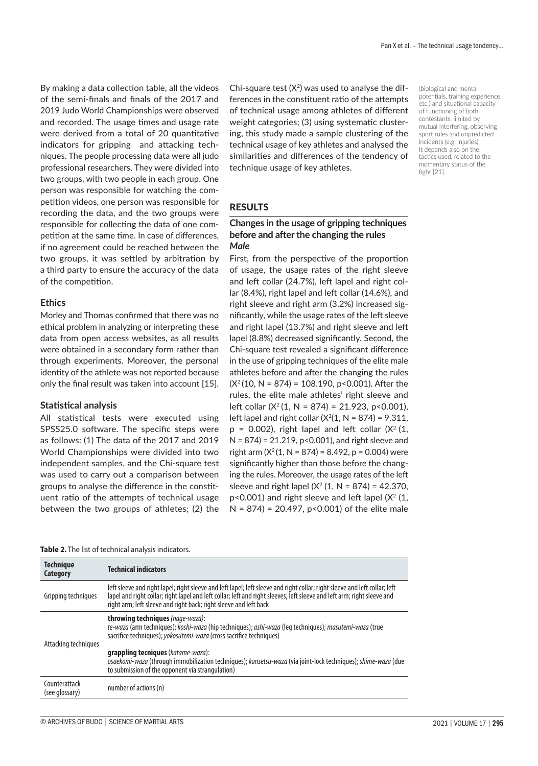By making a data collection table, all the videos of the semi-finals and finals of the 2017 and 2019 Judo World Championships were observed and recorded. The usage times and usage rate were derived from a total of 20 quantitative indicators for gripping and attacking techniques. The people processing data were all judo professional researchers. They were divided into two groups, with two people in each group. One person was responsible for watching the competition videos, one person was responsible for recording the data, and the two groups were responsible for collecting the data of one competition at the same time. In case of differences, if no agreement could be reached between the two groups, it was settled by arbitration by a third party to ensure the accuracy of the data of the competition.

### Ethics

Morley and Thomas confirmed that there was no ethical problem in analyzing or interpreting these data from open access websites, as all results were obtained in a secondary form rather than through experiments. Moreover, the personal identity of the athlete was not reported because only the final result was taken into account [15].

### Statistical analysis

All statistical tests were executed using SPSS25.0 software. The specific steps were as follows: (1) The data of the 2017 and 2019 World Championships were divided into two independent samples, and the Chi-square test was used to carry out a comparison between groups to analyse the difference in the constituent ratio of the attempts of technical usage between the two groups of athletes; (2) the Chi-square test ($X^2$) was used to analyse the differences in the constituent ratio of the attempts of technical usage among athletes of different weight categories; (3) using systematic clustering, this study made a sample clustering of the technical usage of key athletes and analysed the similarities and differences of the tendency of technique usage of key athletes.

(biological and mental potentials, training experience, etc.) and situational capacity of functioning of both contestants, limited by mutual interfering, observing sport rules and unpredicted incidents (e.g. injuries). It depends also on the tactics used, related to the momentary status of the fight [21].

## RESULTS

### Changes in the usage of gripping techniques before and after the changing the rules

#### *Male*

First, from the perspective of the proportion of usage, the usage rates of the right sleeve and left collar (24.7%), left lapel and right collar (8.4%), right lapel and left collar (14.6%), and right sleeve and right arm (3.2%) increased significantly, while the usage rates of the left sleeve and right lapel (13.7%) and right sleeve and left lapel (8.8%) decreased significantly. Second, the Chi-square test revealed a significant difference in the use of gripping techniques of the elite male athletes before and after the changing the rules ($X^2(10, N = 874) = 108.190, p<0.001$). After the rules, the elite male athletes' right sleeve and left collar ($X^2(1, N = 874) = 21.923, p<0.001$), left lapel and right collar ($X^2(1, N = 874) = 9.311, p = 0.002$), right lapel and left collar ($X^2(1, N = 874) = 21.219, p<0.001$), and right sleeve and right arm ($X^2(1, N = 874) = 8.492, p = 0.004$) were significantly higher than those before the changing the rules. Moreover, the usage rates of the left sleeve and right lapel ($X^2(1, N = 874) = 42.370, p<0.001$) and right sleeve and left lapel ($X^2(1, N = 874) = 20.497, p<0.001$) of the elite male

**Table 2.** The list of technical analysis indicators.

| Technique Category | Technical indicators |
|---|---|
| Gripping techniques | left sleeve and right lapel; right sleeve and left lapel; left sleeve and right collar; right sleeve and left collar; left lapel and right collar; right lapel and left collar; left and right sleeves; left sleeve and left arm; right sleeve and right arm; left sleeve and right back; right sleeve and left back |
| Attacking techniques | **throwing techniques** *(nage-waza)*: *te-waza* (arm techniques); *koshi-waza* (hip techniques); *ashi-waza* (leg techniques); *masutemi-waza* (true sacrifice techniques); *yokosutemi-waza* (cross sacrifice techniques) **grappling tecniques** (*katame-waza*): *osaekomi-waza* (through immobilization techniques); *kansetsu-waza* (via joint-lock techniques); *shime-waza* (due to submission of the opponent via strangulation) |
| Counterattack (see glossary) | number of actions (n) |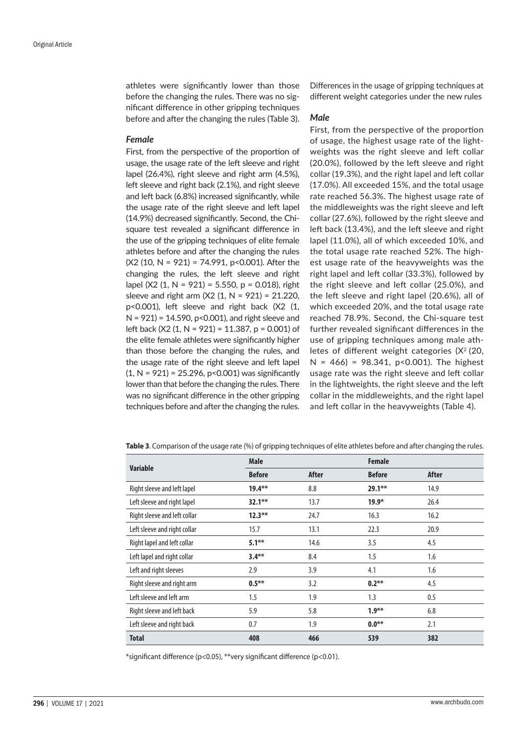athletes were significantly lower than those before the changing the rules. There was no significant difference in other gripping techniques before and after the changing the rules (Table 3).

### *Female*

First, from the perspective of the proportion of usage, the usage rate of the left sleeve and right lapel (26.4%), right sleeve and right arm (4.5%), left sleeve and right back (2.1%), and right sleeve and left back (6.8%) increased significantly, while the usage rate of the right sleeve and left lapel (14.9%) decreased significantly. Second, the Chi-square test revealed a significant difference in the use of the gripping techniques of elite female athletes before and after the changing the rules (X2 (10, N = 921) = 74.991, p<0.001). After the changing the rules, the left sleeve and right lapel (X2 (1, N = 921) = 5.550, p = 0.018), right sleeve and right arm (X2 (1, N = 921) = 21.220, p<0.001), left sleeve and right back (X2 (1, N = 921) = 14.590, p<0.001), and right sleeve and left back (X2 (1, N = 921) = 11.387, p = 0.001) of the elite female athletes were significantly higher than those before the changing the rules, and the usage rate of the right sleeve and left lapel (1, N = 921) = 25.296, p<0.001) was significantly lower than that before the changing the rules. There was no significant difference in the other gripping techniques before and after the changing the rules.

Differences in the usage of gripping techniques at different weight categories under the new rules

### *Male*

First, from the perspective of the proportion of usage, the highest usage rate of the lightweights was the right sleeve and left collar (20.0%), followed by the left sleeve and right collar (19.3%), and the right lapel and left collar (17.0%). All exceeded 15%, and the total usage rate reached 56.3%. The highest usage rate of the middleweights was the right sleeve and left collar (27.6%), followed by the right sleeve and left back (13.4%), and the left sleeve and right lapel (11.0%), all of which exceeded 10%, and the total usage rate reached 52%. The highest usage rate of the heavyweights was the right lapel and left collar (33.3%), followed by the right sleeve and left collar (25.0%), and the left sleeve and right lapel (20.6%), all of which exceeded 20%, and the total usage rate reached 78.9%. Second, the Chi-square test further revealed significant differences in the use of gripping techniques among male athletes of different weight categories ($X^2$ (20, N = 466) = 98.341, p<0.001). The highest usage rate was the right sleeve and left collar in the lightweights, the right sleeve and the left collar in the middleweights, and the right lapel and left collar in the heavyweights (Table 4).

**Table 3**. Comparison of the usage rate (%) of gripping techniques of elite athletes before and after changing the rules.

| Variable | Male | | Female | |
|---|---|---|---|---|
| | **Before** | **After** | **Before** | **After** |
| Right sleeve and left lapel | **19.4\*\*** | 8.8 | **29.1\*\*** | 14.9 |
| Left sleeve and right lapel | **32.1\*\*** | 13.7 | **19.9\*** | 26.4 |
| Right sleeve and left collar | **12.3\*\*** | 24.7 | 16.3 | 16.2 |
| Left sleeve and right collar | 15.7 | 13.1 | 22.3 | 20.9 |
| Right lapel and left collar | **5.1\*\*** | 14.6 | 3.5 | 4.5 |
| Left lapel and right collar | **3.4\*\*** | 8.4 | 1.5 | 1.6 |
| Left and right sleeves | 2.9 | 3.9 | 4.1 | 1.6 |
| Right sleeve and right arm | **0.5\*\*** | 3.2 | **0.2\*\*** | 4.5 |
| Left sleeve and left arm | 1.5 | 1.9 | 1.3 | 0.5 |
| Right sleeve and left back | 5.9 | 5.8 | **1.9\*\*** | 6.8 |
| Left sleeve and right back | 0.7 | 1.9 | **0.0\*\*** | 2.1 |
| **Total** | **408** | **466** | **539** | **382** |

*significant difference (p<0.05), **very significant difference (p<0.01).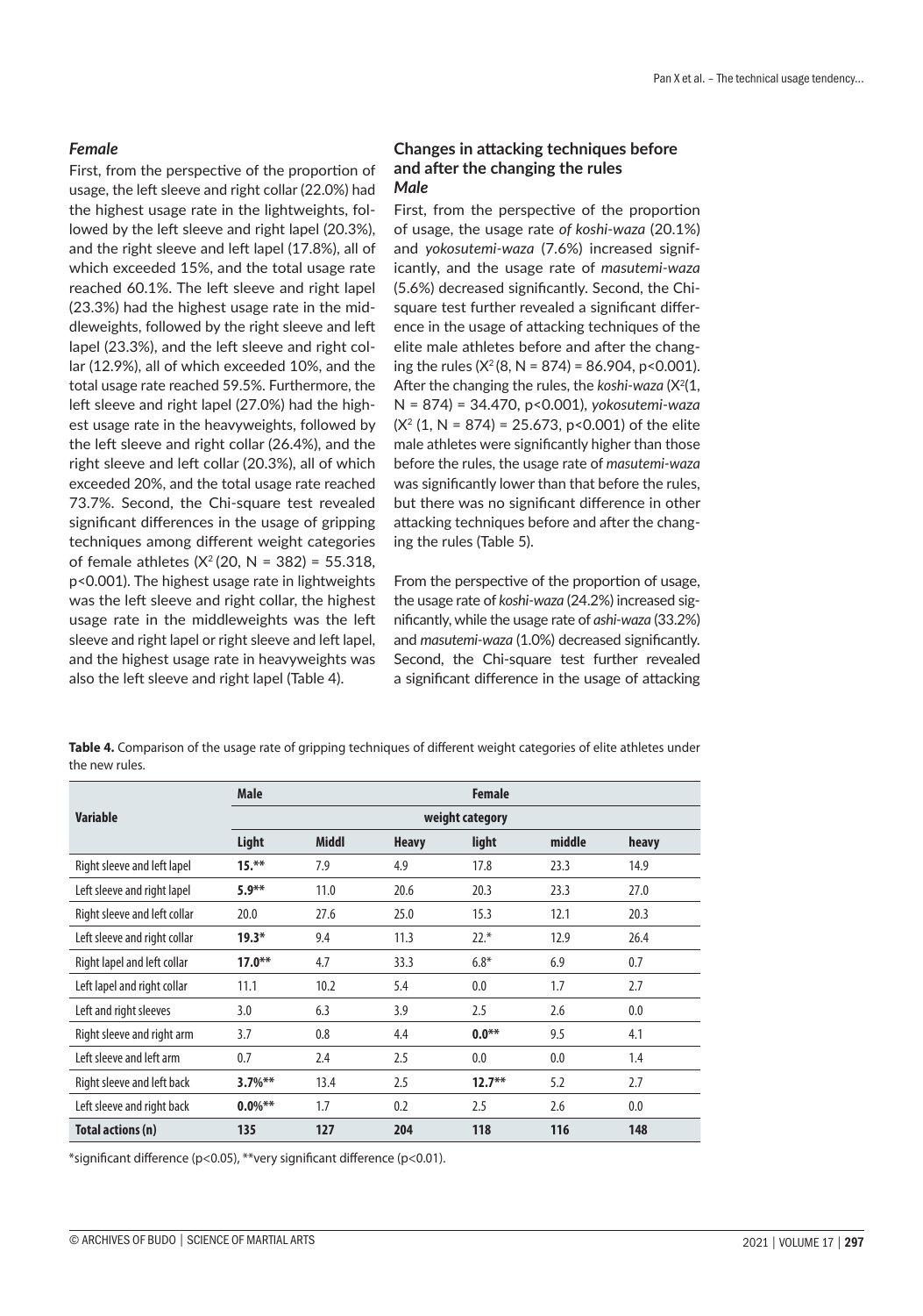### *Female*

First, from the perspective of the proportion of usage, the left sleeve and right collar (22.0%) had the highest usage rate in the lightweights, followed by the left sleeve and right lapel (20.3%), and the right sleeve and left lapel (17.8%), all of which exceeded 15%, and the total usage rate reached 60.1%. The left sleeve and right lapel (23.3%) had the highest usage rate in the middleweights, followed by the right sleeve and left lapel (23.3%), and the left sleeve and right collar (12.9%), all of which exceeded 10%, and the total usage rate reached 59.5%. Furthermore, the left sleeve and right lapel (27.0%) had the highest usage rate in the heavyweights, followed by the left sleeve and right collar (26.4%), and the right sleeve and left collar (20.3%), all of which exceeded 20%, and the total usage rate reached 73.7%. Second, the Chi-square test revealed significant differences in the usage of gripping techniques among different weight categories of female athletes ($X^2$(20, N = 382) = 55.318, p<0.001). The highest usage rate in lightweights was the left sleeve and right collar, the highest usage rate in the middleweights was the left sleeve and right lapel or right sleeve and left lapel, and the highest usage rate in heavyweights was also the left sleeve and right lapel (Table 4).

## Changes in attacking techniques before and after the changing the rules

### *Male*

First, from the perspective of the proportion of usage, the usage rate *of koshi-waza* (20.1%) and *yokosutemi-waza* (7.6%) increased significantly, and the usage rate of *masutemi-waza* (5.6%) decreased significantly. Second, the Chi-square test further revealed a significant difference in the usage of attacking techniques of the elite male athletes before and after the changing the rules ($X^2$(8, N = 874) = 86.904, p<0.001). After the changing the rules, the *koshi-waza* ($X^2$(1, N = 874) = 34.470, p<0.001), *yokosutemi-waza* ($X^2$ (1, N = 874) = 25.673, p<0.001) of the elite male athletes were significantly higher than those before the rules, the usage rate of *masutemi-waza* was significantly lower than that before the rules, but there was no significant difference in other attacking techniques before and after the changing the rules (Table 5).

From the perspective of the proportion of usage, the usage rate of *koshi-waza* (24.2%) increased significantly, while the usage rate of *ashi-waza* (33.2%) and *masutemi-waza* (1.0%) decreased significantly. Second, the Chi-square test further revealed a significant difference in the usage of attacking

**Table 4.** Comparison of the usage rate of gripping techniques of different weight categories of elite athletes under the new rules.

| Variable | Male | | | Female | | |
|---|---|---|---|---|---|---|
| | weight category | | | | | |
| | **Light** | **Middl** | **Heavy** | **light** | **middle** | **heavy** |
| Right sleeve and left lapel | **15.\*\*** | 7.9 | 4.9 | 17.8 | 23.3 | 14.9 |
| Left sleeve and right lapel | **5.9\*\*** | 11.0 | 20.6 | 20.3 | 23.3 | 27.0 |
| Right sleeve and left collar | 20.0 | 27.6 | 25.0 | 15.3 | 12.1 | 20.3 |
| Left sleeve and right collar | **19.3\*** | 9.4 | 11.3 | 22.\* | 12.9 | 26.4 |
| Right lapel and left collar | **17.0\*\*** | 4.7 | 33.3 | 6.8\* | 6.9 | 0.7 |
| Left lapel and right collar | 11.1 | 10.2 | 5.4 | 0.0 | 1.7 | 2.7 |
| Left and right sleeves | 3.0 | 6.3 | 3.9 | 2.5 | 2.6 | 0.0 |
| Right sleeve and right arm | 3.7 | 0.8 | 4.4 | **0.0\*\*** | 9.5 | 4.1 |
| Left sleeve and left arm | 0.7 | 2.4 | 2.5 | 0.0 | 0.0 | 1.4 |
| Right sleeve and left back | **3.7%\*\*** | 13.4 | 2.5 | **12.7\*\*** | 5.2 | 2.7 |
| Left sleeve and right back | **0.0%\*\*** | 1.7 | 0.2 | 2.5 | 2.6 | 0.0 |
| **Total actions (n)** | **135** | **127** | **204** | **118** | **116** | **148** |

\*significant difference (p<0.05), \*\*very significant difference (p<0.01).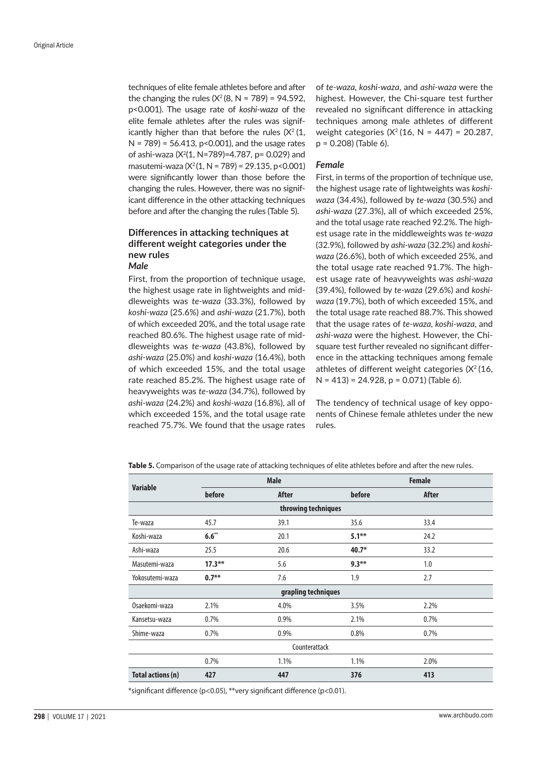techniques of elite female athletes before and after the changing the rules ($X^2$(8, N = 789) = 94.592, p<0.001). The usage rate of *koshi-waza* of the elite female athletes after the rules was significantly higher than that before the rules ($X^2$ (1, N = 789) = 56.413, p<0.001), and the usage rates of ashi-waza ($X^2$(1, N=789)=4.787, p= 0.029) and masutemi-waza ($X^2$(1, N = 789) = 29.135, p<0.001) were significantly lower than those before the changing the rules. However, there was no significant difference in the other attacking techniques before and after the changing the rules (Table 5).

## Differences in attacking techniques at different weight categories under the new rules

### *Male*

First, from the proportion of technique usage, the highest usage rate in lightweights and middleweights was *te-waza* (33.3%), followed by *koshi-waza* (25.6%) and *ashi-waza* (21.7%), both of which exceeded 20%, and the total usage rate reached 80.6%. The highest usage rate of middleweights was *te-waza* (43.8%), followed by *ashi-waza* (25.0%) and *koshi-waza* (16.4%), both of which exceeded 15%, and the total usage rate reached 85.2%. The highest usage rate of heavyweights was *te-waza* (34.7%), followed by *ashi-waza* (24.2%) and *koshi-waza* (16.8%), all of which exceeded 15%, and the total usage rate reached 75.7%. We found that the usage rates of *te-waza*, *koshi-waza*, and *ashi-waza* were the highest. However, the Chi-square test further revealed no significant difference in attacking techniques among male athletes of different weight categories ($X^2$ (16, N = 447) = 20.287, p = 0.208) (Table 6).

### *Female*

First, in terms of the proportion of technique use, the highest usage rate of lightweights was *koshi-waza* (34.4%), followed by *te-waza* (30.5%) and *ashi-waza* (27.3%), all of which exceeded 25%, and the total usage rate reached 92.2%. The highest usage rate in the middleweights was *te-waza* (32.9%), followed by *ashi-waza* (32.2%) and *koshi-waza* (26.6%), both of which exceeded 25%, and the total usage rate reached 91.7%. The highest usage rate of heavyweights was *ashi-waza* (39.4%), followed by *te-waza* (29.6%) and *koshi-waza* (19.7%), both of which exceeded 15%, and the total usage rate reached 88.7%. This showed that the usage rates of *te-waza*, *koshi-waza*, and *ashi-waza* were the highest. However, the Chi-square test further revealed no significant difference in the attacking techniques among female athletes of different weight categories ($X^2$ (16, N = 413) = 24.928, p = 0.071) (Table 6).

The tendency of technical usage of key opponents of Chinese female athletes under the new rules.

**Table 5.** Comparison of the usage rate of attacking techniques of elite athletes before and after the new rules.

| Variable | Male | | Female | |
|---|---|---|---|---|
| | before | After | before | After |
| **throwing techniques** | | | | |
| Te-waza | 45.7 | 39.1 | 35.6 | 33.4 |
| Koshi-waza | **6.6****| 20.1 | **5.1**** | 24.2 |
| Ashi-waza | 25.5 | 20.6 | **40.7*** | 33.2 |
| Masutemi-waza | **17.3**** | 5.6 | **9.3**** | 1.0 |
| Yokosutemi-waza | **0.7**** | 7.6 | 1.9 | 2.7 |
| **grapling techniques** | | | | |
| Osaekomi-waza | 2.1% | 4.0% | 3.5% | 2.2% |
| Kansetsu-waza | 0.7% | 0.9% | 2.1% | 0.7% |
| Shime-waza | 0.7% | 0.9% | 0.8% | 0.7% |
| Counterattack | | | | |
| | 0.7% | 1.1% | 1.1% | 2.0% |
| **Total actions (n)** | **427** | **447** | **376** | **413** |

*significant difference (p<0.05), **very significant difference (p<0.01).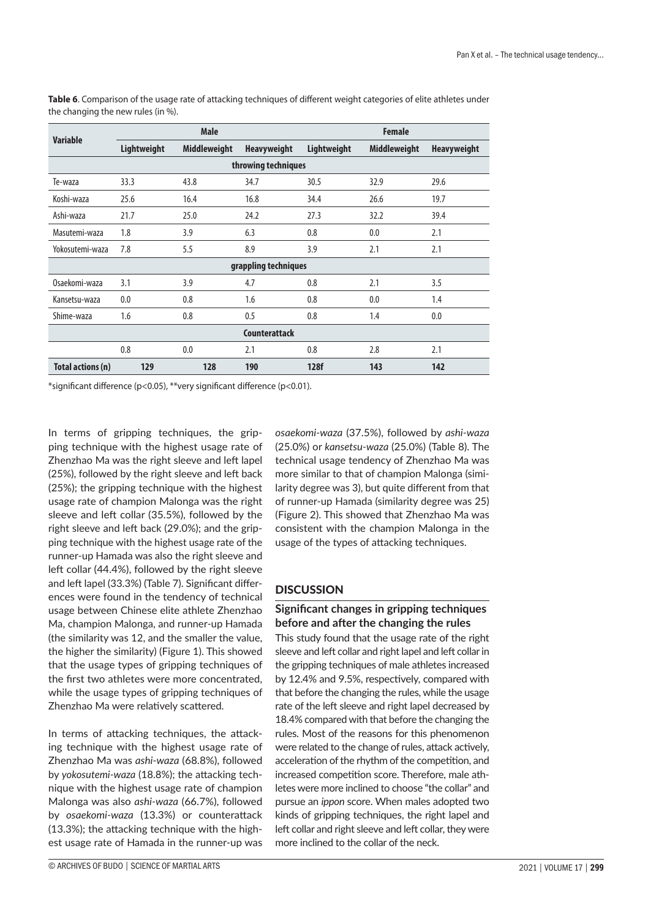**Table 6**. Comparison of the usage rate of attacking techniques of different weight categories of elite athletes under the changing the new rules (in %).

| Variable | Male | | | Female | | |
|---|---|---|---|---|---|---|
| | Lightweight | Middleweight | Heavyweight | Lightweight | Middleweight | Heavyweight |
| **throwing techniques** | | | | | | |
| Te-waza | 33.3 | 43.8 | 34.7 | 30.5 | 32.9 | 29.6 |
| Koshi-waza | 25.6 | 16.4 | 16.8 | 34.4 | 26.6 | 19.7 |
| Ashi-waza | 21.7 | 25.0 | 24.2 | 27.3 | 32.2 | 39.4 |
| Masutemi-waza | 1.8 | 3.9 | 6.3 | 0.8 | 0.0 | 2.1 |
| Yokosutemi-waza | 7.8 | 5.5 | 8.9 | 3.9 | 2.1 | 2.1 |
| **grappling techniques** | | | | | | |
| Osaekomi-waza | 3.1 | 3.9 | 4.7 | 0.8 | 2.1 | 3.5 |
| Kansetsu-waza | 0.0 | 0.8 | 1.6 | 0.8 | 0.0 | 1.4 |
| Shime-waza | 1.6 | 0.8 | 0.5 | 0.8 | 1.4 | 0.0 |
| **Counterattack** | | | | | | |
| | 0.8 | 0.0 | 2.1 | 0.8 | 2.8 | 2.1 |
| **Total actions (n)** | **129** | **128** | **190** | **128f** | **143** | **142** |

*significant difference (p<0.05), **very significant difference (p<0.01).

In terms of gripping techniques, the gripping technique with the highest usage rate of Zhenzhao Ma was the right sleeve and left lapel (25%), followed by the right sleeve and left back (25%); the gripping technique with the highest usage rate of champion Malonga was the right sleeve and left collar (35.5%), followed by the right sleeve and left back (29.0%); and the gripping technique with the highest usage rate of the runner-up Hamada was also the right sleeve and left collar (44.4%), followed by the right sleeve and left lapel (33.3%) (Table 7). Significant differences were found in the tendency of technical usage between Chinese elite athlete Zhenzhao Ma, champion Malonga, and runner-up Hamada (the similarity was 12, and the smaller the value, the higher the similarity) (Figure 1). This showed that the usage types of gripping techniques of the first two athletes were more concentrated, while the usage types of gripping techniques of Zhenzhao Ma were relatively scattered.

In terms of attacking techniques, the attacking technique with the highest usage rate of Zhenzhao Ma was *ashi-waza* (68.8%), followed by *yokosutemi-waza* (18.8%); the attacking technique with the highest usage rate of champion Malonga was also *ashi-waza* (66.7%), followed by *osaekomi-waza* (13.3%) or counterattack (13.3%); the attacking technique with the highest usage rate of Hamada in the runner-up was *osaekomi-waza* (37.5%), followed by *ashi-waza* (25.0%) or *kansetsu-waza* (25.0%) (Table 8). The technical usage tendency of Zhenzhao Ma was more similar to that of champion Malonga (similarity degree was 3), but quite different from that of runner-up Hamada (similarity degree was 25) (Figure 2). This showed that Zhenzhao Ma was consistent with the champion Malonga in the usage of the types of attacking techniques.

## DISCUSSION

### Significant changes in gripping techniques before and after the changing the rules

This study found that the usage rate of the right sleeve and left collar and right lapel and left collar in the gripping techniques of male athletes increased by 12.4% and 9.5%, respectively, compared with that before the changing the rules, while the usage rate of the left sleeve and right lapel decreased by 18.4% compared with that before the changing the rules. Most of the reasons for this phenomenon were related to the change of rules, attack actively, acceleration of the rhythm of the competition, and increased competition score. Therefore, male athletes were more inclined to choose "the collar" and pursue an *ippon* score. When males adopted two kinds of gripping techniques, the right lapel and left collar and right sleeve and left collar, they were more inclined to the collar of the neck.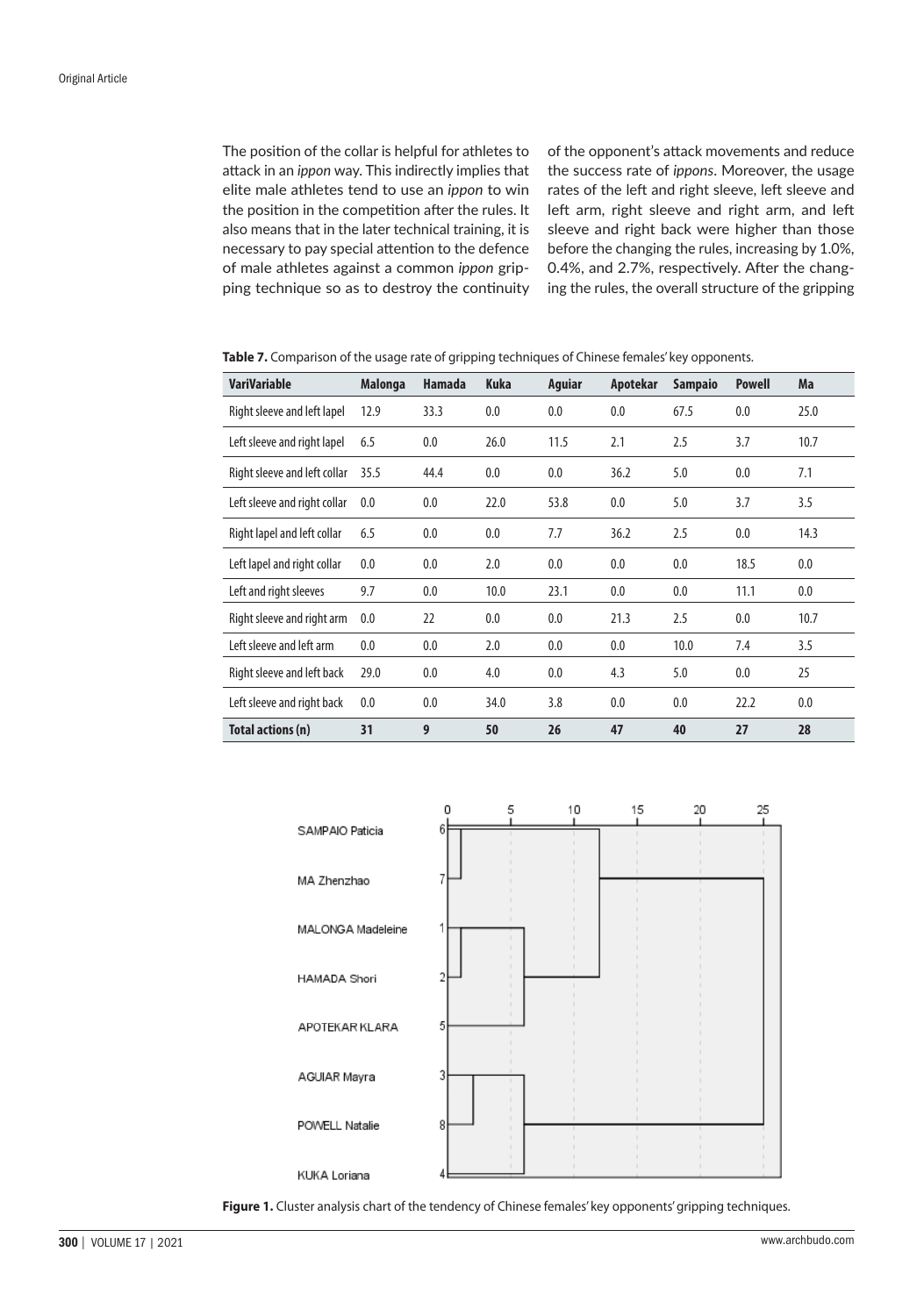The position of the collar is helpful for athletes to attack in an *ippon* way. This indirectly implies that elite male athletes tend to use an *ippon* to win the position in the competition after the rules. It also means that in the later technical training, it is necessary to pay special attention to the defence of male athletes against a common *ippon* gripping technique so as to destroy the continuity of the opponent's attack movements and reduce the success rate of *ippons*. Moreover, the usage rates of the left and right sleeve, left sleeve and left arm, right sleeve and right arm, and left sleeve and right back were higher than those before the changing the rules, increasing by 1.0%, 0.4%, and 2.7%, respectively. After the changing the rules, the overall structure of the gripping

**Table 7.** Comparison of the usage rate of gripping techniques of Chinese females' key opponents.

| VariVariable | Malonga | Hamada | Kuka | Aguiar | Apotekar | Sampaio | Powell | Ma |
|---|---|---|---|---|---|---|---|---|
| Right sleeve and left lapel | 12.9 | 33.3 | 0.0 | 0.0 | 0.0 | 67.5 | 0.0 | 25.0 |
| Left sleeve and right lapel | 6.5 | 0.0 | 26.0 | 11.5 | 2.1 | 2.5 | 3.7 | 10.7 |
| Right sleeve and left collar | 35.5 | 44.4 | 0.0 | 0.0 | 36.2 | 5.0 | 0.0 | 7.1 |
| Left sleeve and right collar | 0.0 | 0.0 | 22.0 | 53.8 | 0.0 | 5.0 | 3.7 | 3.5 |
| Right lapel and left collar | 6.5 | 0.0 | 0.0 | 7.7 | 36.2 | 2.5 | 0.0 | 14.3 |
| Left lapel and right collar | 0.0 | 0.0 | 2.0 | 0.0 | 0.0 | 0.0 | 18.5 | 0.0 |
| Left and right sleeves | 9.7 | 0.0 | 10.0 | 23.1 | 0.0 | 0.0 | 11.1 | 0.0 |
| Right sleeve and right arm | 0.0 | 22 | 0.0 | 0.0 | 21.3 | 2.5 | 0.0 | 10.7 |
| Left sleeve and left arm | 0.0 | 0.0 | 2.0 | 0.0 | 0.0 | 10.0 | 7.4 | 3.5 |
| Right sleeve and left back | 29.0 | 0.0 | 4.0 | 0.0 | 4.3 | 5.0 | 0.0 | 25 |
| Left sleeve and right back | 0.0 | 0.0 | 34.0 | 3.8 | 0.0 | 0.0 | 22.2 | 0.0 |
| **Total actions (n)** | **31** | **9** | **50** | **26** | **47** | **40** | **27** | **28** |

**Figure 1.** Cluster analysis chart of the tendency of Chinese females' key opponents' gripping techniques.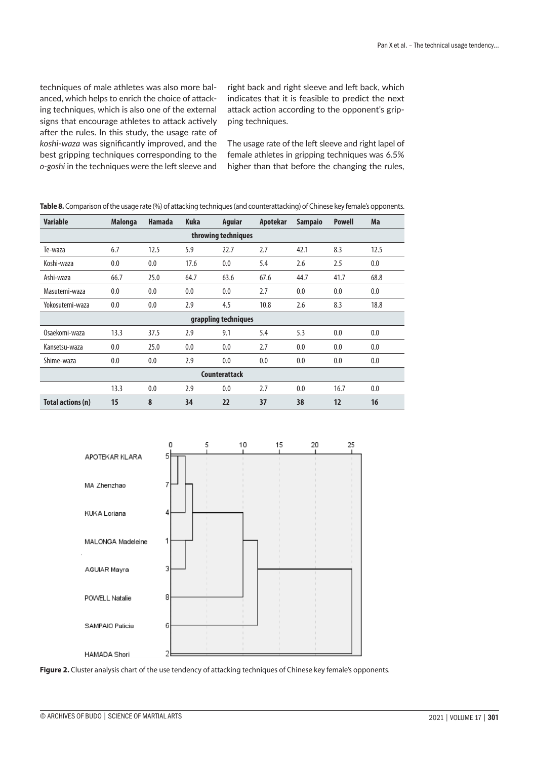techniques of male athletes was also more balanced, which helps to enrich the choice of attacking techniques, which is also one of the external signs that encourage athletes to attack actively after the rules. In this study, the usage rate of *koshi-waza* was significantly improved, and the best gripping techniques corresponding to the *o-goshi* in the techniques were the left sleeve and right back and right sleeve and left back, which indicates that it is feasible to predict the next attack action according to the opponent's gripping techniques.

The usage rate of the left sleeve and right lapel of female athletes in gripping techniques was 6.5% higher than that before the changing the rules,

**Table 8.** Comparison of the usage rate (%) of attacking techniques (and counterattacking) of Chinese key female's opponents.

| Variable | Malonga | Hamada | Kuka | Aguiar | Apotekar | Sampaio | Powell | Ma |
|---|---|---|---|---|---|---|---|---|
| throwing techniques | | | | | | | | |
| Te-waza | 6.7 | 12.5 | 5.9 | 22.7 | 2.7 | 42.1 | 8.3 | 12.5 |
| Koshi-waza | 0.0 | 0.0 | 17.6 | 0.0 | 5.4 | 2.6 | 2.5 | 0.0 |
| Ashi-waza | 66.7 | 25.0 | 64.7 | 63.6 | 67.6 | 44.7 | 41.7 | 68.8 |
| Masutemi-waza | 0.0 | 0.0 | 0.0 | 0.0 | 2.7 | 0.0 | 0.0 | 0.0 |
| Yokosutemi-waza | 0.0 | 0.0 | 2.9 | 4.5 | 10.8 | 2.6 | 8.3 | 18.8 |
| grappling techniques | | | | | | | | |
| Osaekomi-waza | 13.3 | 37.5 | 2.9 | 9.1 | 5.4 | 5.3 | 0.0 | 0.0 |
| Kansetsu-waza | 0.0 | 25.0 | 0.0 | 0.0 | 2.7 | 0.0 | 0.0 | 0.0 |
| Shime-waza | 0.0 | 0.0 | 2.9 | 0.0 | 0.0 | 0.0 | 0.0 | 0.0 |
| Counterattack | | | | | | | | |
| | 13.3 | 0.0 | 2.9 | 0.0 | 2.7 | 0.0 | 16.7 | 0.0 |
| **Total actions (n)** | **15** | **8** | **34** | **22** | **37** | **38** | **12** | **16** |

**Figure 2.** Cluster analysis chart of the use tendency of attacking techniques of Chinese key female's opponents.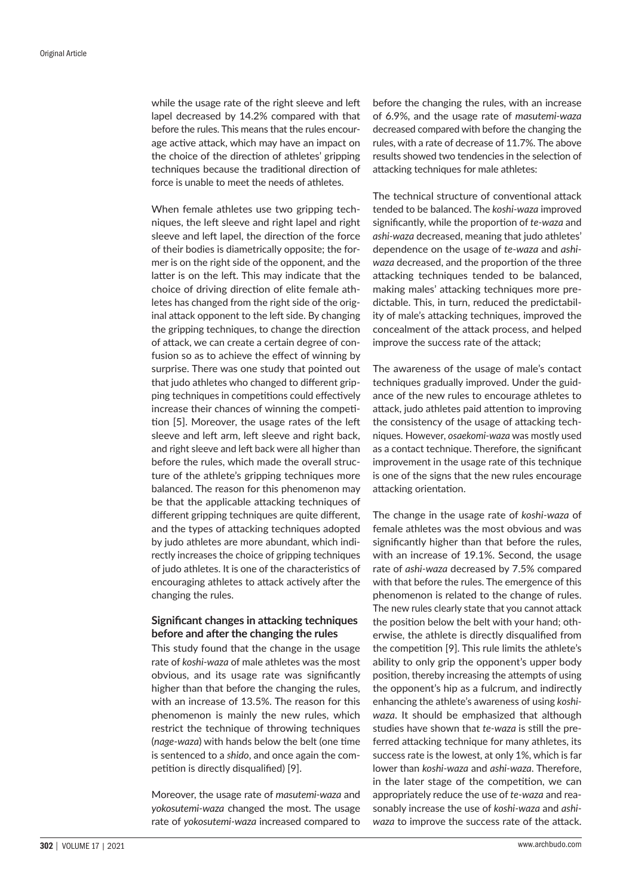while the usage rate of the right sleeve and left lapel decreased by 14.2% compared with that before the rules. This means that the rules encourage active attack, which may have an impact on the choice of the direction of athletes' gripping techniques because the traditional direction of force is unable to meet the needs of athletes.

When female athletes use two gripping techniques, the left sleeve and right lapel and right sleeve and left lapel, the direction of the force of their bodies is diametrically opposite; the former is on the right side of the opponent, and the latter is on the left. This may indicate that the choice of driving direction of elite female athletes has changed from the right side of the original attack opponent to the left side. By changing the gripping techniques, to change the direction of attack, we can create a certain degree of confusion so as to achieve the effect of winning by surprise. There was one study that pointed out that judo athletes who changed to different gripping techniques in competitions could effectively increase their chances of winning the competition [5]. Moreover, the usage rates of the left sleeve and left arm, left sleeve and right back, and right sleeve and left back were all higher than before the rules, which made the overall structure of the athlete's gripping techniques more balanced. The reason for this phenomenon may be that the applicable attacking techniques of different gripping techniques are quite different, and the types of attacking techniques adopted by judo athletes are more abundant, which indirectly increases the choice of gripping techniques of judo athletes. It is one of the characteristics of encouraging athletes to attack actively after the changing the rules.

### Significant changes in attacking techniques before and after the changing the rules

This study found that the change in the usage rate of *koshi-waza* of male athletes was the most obvious, and its usage rate was significantly higher than that before the changing the rules, with an increase of 13.5%. The reason for this phenomenon is mainly the new rules, which restrict the technique of throwing techniques (*nage-waza*) with hands below the belt (one time is sentenced to a *shido*, and once again the competition is directly disqualified) [9].

Moreover, the usage rate of *masutemi-waza* and *yokosutemi-waza* changed the most. The usage rate of *yokosutemi-waza* increased compared to before the changing the rules, with an increase of 6.9%, and the usage rate of *masutemi-waza* decreased compared with before the changing the rules, with a rate of decrease of 11.7%. The above results showed two tendencies in the selection of attacking techniques for male athletes:

The technical structure of conventional attack tended to be balanced. The *koshi-waza* improved significantly, while the proportion of *te-waza* and *ashi-waza* decreased, meaning that judo athletes' dependence on the usage of *te-waza* and *ashi-waza* decreased, and the proportion of the three attacking techniques tended to be balanced, making males' attacking techniques more predictable. This, in turn, reduced the predictability of male's attacking techniques, improved the concealment of the attack process, and helped improve the success rate of the attack;

The awareness of the usage of male's contact techniques gradually improved. Under the guidance of the new rules to encourage athletes to attack, judo athletes paid attention to improving the consistency of the usage of attacking techniques. However, *osaekomi-waza* was mostly used as a contact technique. Therefore, the significant improvement in the usage rate of this technique is one of the signs that the new rules encourage attacking orientation.

The change in the usage rate of *koshi-waza* of female athletes was the most obvious and was significantly higher than that before the rules, with an increase of 19.1%. Second, the usage rate of *ashi-waza* decreased by 7.5% compared with that before the rules. The emergence of this phenomenon is related to the change of rules. The new rules clearly state that you cannot attack the position below the belt with your hand; otherwise, the athlete is directly disqualified from the competition [9]. This rule limits the athlete's ability to only grip the opponent's upper body position, thereby increasing the attempts of using the opponent's hip as a fulcrum, and indirectly enhancing the athlete's awareness of using *koshi-waza*. It should be emphasized that although studies have shown that *te-waza* is still the preferred attacking technique for many athletes, its success rate is the lowest, at only 1%, which is far lower than *koshi-waza* and *ashi-waza*. Therefore, in the later stage of the competition, we can appropriately reduce the use of *te-waza* and reasonably increase the use of *koshi-waza* and *ashi-waza* to improve the success rate of the attack.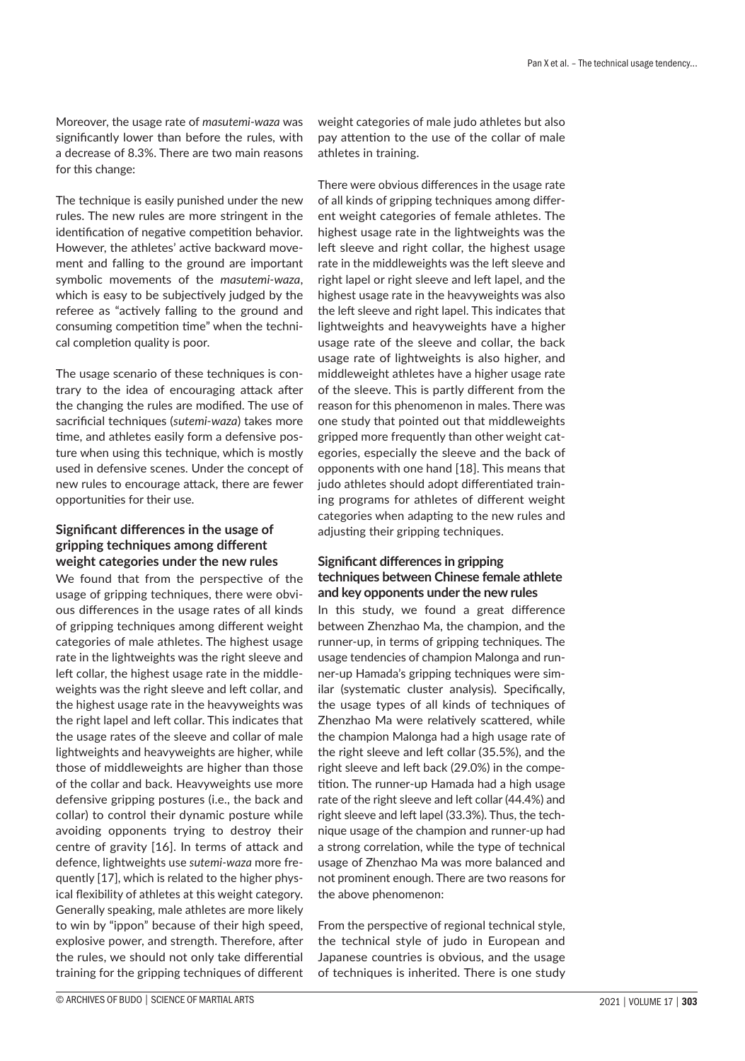Moreover, the usage rate of *masutemi-waza* was significantly lower than before the rules, with a decrease of 8.3%. There are two main reasons for this change:

The technique is easily punished under the new rules. The new rules are more stringent in the identification of negative competition behavior. However, the athletes' active backward movement and falling to the ground are important symbolic movements of the *masutemi-waza*, which is easy to be subjectively judged by the referee as "actively falling to the ground and consuming competition time" when the technical completion quality is poor.

The usage scenario of these techniques is contrary to the idea of encouraging attack after the changing the rules are modified. The use of sacrificial techniques (*sutemi-waza*) takes more time, and athletes easily form a defensive posture when using this technique, which is mostly used in defensive scenes. Under the concept of new rules to encourage attack, there are fewer opportunities for their use.

### Significant differences in the usage of gripping techniques among different weight categories under the new rules

We found that from the perspective of the usage of gripping techniques, there were obvious differences in the usage rates of all kinds of gripping techniques among different weight categories of male athletes. The highest usage rate in the lightweights was the right sleeve and left collar, the highest usage rate in the middleweights was the right sleeve and left collar, and the highest usage rate in the heavyweights was the right lapel and left collar. This indicates that the usage rates of the sleeve and collar of male lightweights and heavyweights are higher, while those of middleweights are higher than those of the collar and back. Heavyweights use more defensive gripping postures (i.e., the back and collar) to control their dynamic posture while avoiding opponents trying to destroy their centre of gravity [16]. In terms of attack and defence, lightweights use *sutemi-waza* more frequently [17], which is related to the higher physical flexibility of athletes at this weight category. Generally speaking, male athletes are more likely to win by "ippon" because of their high speed, explosive power, and strength. Therefore, after the rules, we should not only take differential training for the gripping techniques of different weight categories of male judo athletes but also pay attention to the use of the collar of male athletes in training.

There were obvious differences in the usage rate of all kinds of gripping techniques among different weight categories of female athletes. The highest usage rate in the lightweights was the left sleeve and right collar, the highest usage rate in the middleweights was the left sleeve and right lapel or right sleeve and left lapel, and the highest usage rate in the heavyweights was also the left sleeve and right lapel. This indicates that lightweights and heavyweights have a higher usage rate of the sleeve and collar, the back usage rate of lightweights is also higher, and middleweight athletes have a higher usage rate of the sleeve. This is partly different from the reason for this phenomenon in males. There was one study that pointed out that middleweights gripped more frequently than other weight categories, especially the sleeve and the back of opponents with one hand [18]. This means that judo athletes should adopt differentiated training programs for athletes of different weight categories when adapting to the new rules and adjusting their gripping techniques.

### Significant differences in gripping techniques between Chinese female athlete and key opponents under the new rules

In this study, we found a great difference between Zhenzhao Ma, the champion, and the runner-up, in terms of gripping techniques. The usage tendencies of champion Malonga and runner-up Hamada's gripping techniques were similar (systematic cluster analysis). Specifically, the usage types of all kinds of techniques of Zhenzhao Ma were relatively scattered, while the champion Malonga had a high usage rate of the right sleeve and left collar (35.5%), and the right sleeve and left back (29.0%) in the competition. The runner-up Hamada had a high usage rate of the right sleeve and left collar (44.4%) and right sleeve and left lapel (33.3%). Thus, the technique usage of the champion and runner-up had a strong correlation, while the type of technical usage of Zhenzhao Ma was more balanced and not prominent enough. There are two reasons for the above phenomenon:

From the perspective of regional technical style, the technical style of judo in European and Japanese countries is obvious, and the usage of techniques is inherited. There is one study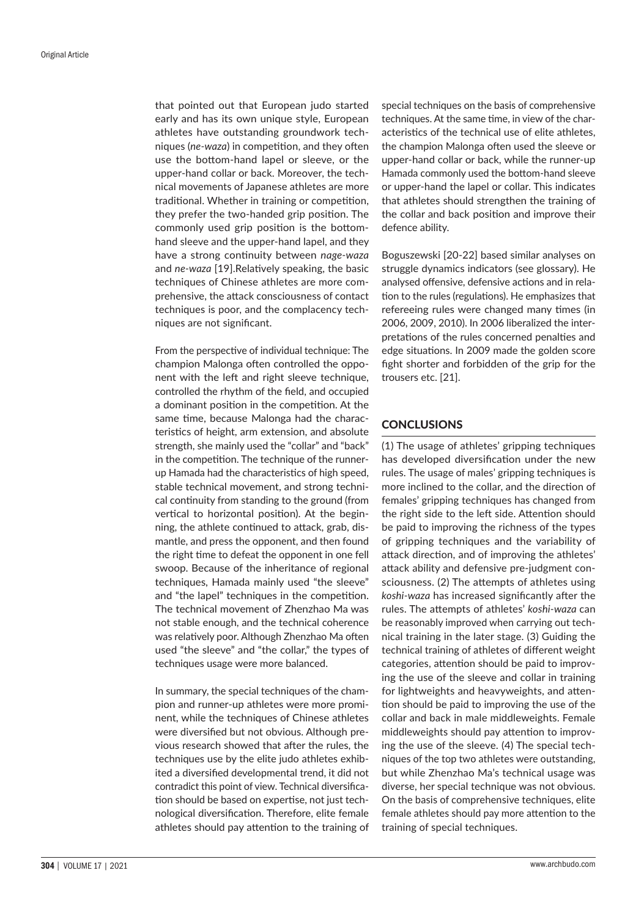that pointed out that European judo started early and has its own unique style, European athletes have outstanding groundwork techniques (*ne-waza*) in competition, and they often use the bottom-hand lapel or sleeve, or the upper-hand collar or back. Moreover, the technical movements of Japanese athletes are more traditional. Whether in training or competition, they prefer the two-handed grip position. The commonly used grip position is the bottom-hand sleeve and the upper-hand lapel, and they have a strong continuity between *nage-waza* and *ne-waza* [19].Relatively speaking, the basic techniques of Chinese athletes are more comprehensive, the attack consciousness of contact techniques is poor, and the complacency techniques are not significant.

From the perspective of individual technique: The champion Malonga often controlled the opponent with the left and right sleeve technique, controlled the rhythm of the field, and occupied a dominant position in the competition. At the same time, because Malonga had the characteristics of height, arm extension, and absolute strength, she mainly used the "collar" and "back" in the competition. The technique of the runner-up Hamada had the characteristics of high speed, stable technical movement, and strong technical continuity from standing to the ground (from vertical to horizontal position). At the beginning, the athlete continued to attack, grab, dismantle, and press the opponent, and then found the right time to defeat the opponent in one fell swoop. Because of the inheritance of regional techniques, Hamada mainly used "the sleeve" and "the lapel" techniques in the competition. The technical movement of Zhenzhao Ma was not stable enough, and the technical coherence was relatively poor. Although Zhenzhao Ma often used "the sleeve" and "the collar," the types of techniques usage were more balanced.

In summary, the special techniques of the champion and runner-up athletes were more prominent, while the techniques of Chinese athletes were diversified but not obvious. Although previous research showed that after the rules, the techniques use by the elite judo athletes exhibited a diversified developmental trend, it did not contradict this point of view. Technical diversification should be based on expertise, not just technological diversification. Therefore, elite female athletes should pay attention to the training of special techniques on the basis of comprehensive techniques. At the same time, in view of the characteristics of the technical use of elite athletes, the champion Malonga often used the sleeve or upper-hand collar or back, while the runner-up Hamada commonly used the bottom-hand sleeve or upper-hand the lapel or collar. This indicates that athletes should strengthen the training of the collar and back position and improve their defence ability.

Boguszewski [20-22] based similar analyses on struggle dynamics indicators (see glossary). He analysed offensive, defensive actions and in relation to the rules (regulations). He emphasizes that refereeing rules were changed many times (in 2006, 2009, 2010). In 2006 liberalized the interpretations of the rules concerned penalties and edge situations. In 2009 made the golden score fight shorter and forbidden of the grip for the trousers etc. [21].

## CONCLUSIONS

(1) The usage of athletes' gripping techniques has developed diversification under the new rules. The usage of males' gripping techniques is more inclined to the collar, and the direction of females' gripping techniques has changed from the right side to the left side. Attention should be paid to improving the richness of the types of gripping techniques and the variability of attack direction, and of improving the athletes' attack ability and defensive pre-judgment consciousness. (2) The attempts of athletes using *koshi-waza* has increased significantly after the rules. The attempts of athletes' *koshi-waza* can be reasonably improved when carrying out technical training in the later stage. (3) Guiding the technical training of athletes of different weight categories, attention should be paid to improving the use of the sleeve and collar in training for lightweights and heavyweights, and attention should be paid to improving the use of the collar and back in male middleweights. Female middleweights should pay attention to improving the use of the sleeve. (4) The special techniques of the top two athletes were outstanding, but while Zhenzhao Ma's technical usage was diverse, her special technique was not obvious. On the basis of comprehensive techniques, elite female athletes should pay more attention to the training of special techniques.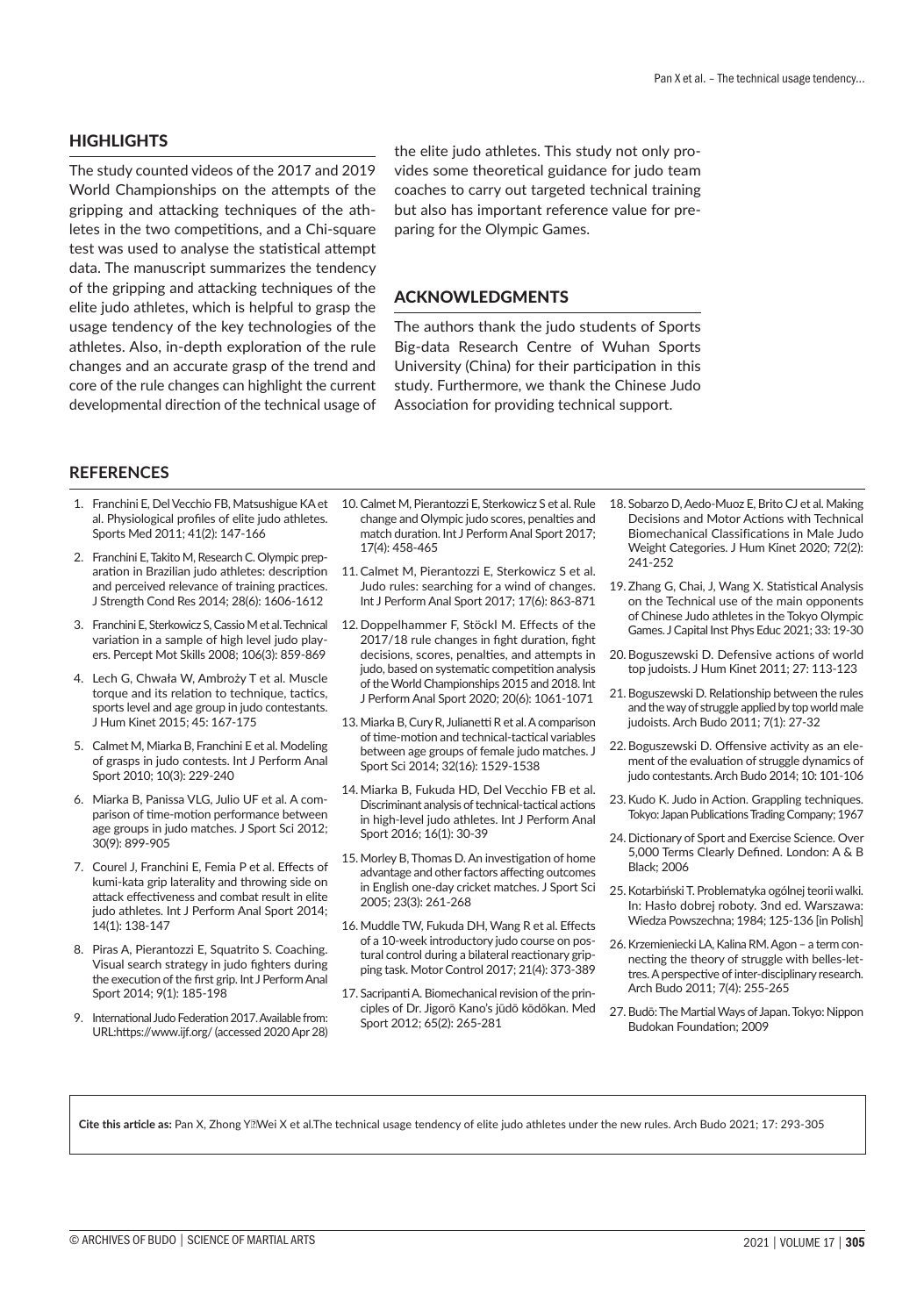## HIGHLIGHTS

The study counted videos of the 2017 and 2019 World Championships on the attempts of the gripping and attacking techniques of the athletes in the two competitions, and a Chi-square test was used to analyse the statistical attempt data. The manuscript summarizes the tendency of the gripping and attacking techniques of the elite judo athletes, which is helpful to grasp the usage tendency of the key technologies of the athletes. Also, in-depth exploration of the rule changes and an accurate grasp of the trend and core of the rule changes can highlight the current developmental direction of the technical usage of the elite judo athletes. This study not only provides some theoretical guidance for judo team coaches to carry out targeted technical training but also has important reference value for preparing for the Olympic Games.

## ACKNOWLEDGMENTS

The authors thank the judo students of Sports Big-data Research Centre of Wuhan Sports University (China) for their participation in this study. Furthermore, we thank the Chinese Judo Association for providing technical support.

## REFERENCES

1. Franchini E, Del Vecchio FB, Matsushigue KA et al. Physiological profiles of elite judo athletes. Sports Med 2011; 41(2): 147-166
2. Franchini E, Takito M, Research C. Olympic preparation in Brazilian judo athletes: description and perceived relevance of training practices. J Strength Cond Res 2014; 28(6): 1606-1612
3. Franchini E, Sterkowicz S, Cassio M et al. Technical variation in a sample of high level judo players. Percept Mot Skills 2008; 106(3): 859-869
4. Lech G, Chwała W, Ambroży T et al. Muscle torque and its relation to technique, tactics, sports level and age group in judo contestants. J Hum Kinet 2015; 45: 167-175
5. Calmet M, Miarka B, Franchini E et al. Modeling of grasps in judo contests. Int J Perform Anal Sport 2010; 10(3): 229-240
6. Miarka B, Panissa VLG, Julio UF et al. A comparison of time-motion performance between age groups in judo matches. J Sport Sci 2012; 30(9): 899-905
7. Courel J, Franchini E, Femia P et al. Effects of kumi-kata grip laterality and throwing side on attack effectiveness and combat result in elite judo athletes. Int J Perform Anal Sport 2014; 14(1): 138-147
8. Piras A, Pierantozzi E, Squatrito S. Coaching. Visual search strategy in judo fighters during the execution of the first grip. Int J Perform Anal Sport 2014; 9(1): 185-198
9. International Judo Federation 2017. Available from: URL:https://www.ijf.org/ (accessed 2020 Apr 28)
10. Calmet M, Pierantozzi E, Sterkowicz S et al. Rule change and Olympic judo scores, penalties and match duration. Int J Perform Anal Sport 2017; 17(4): 458-465
11. Calmet M, Pierantozzi E, Sterkowicz S et al. Judo rules: searching for a wind of changes. Int J Perform Anal Sport 2017; 17(6): 863-871
12. Doppelhammer F, Stöckl M. Effects of the 2017/18 rule changes in fight duration, fight decisions, scores, penalties, and attempts in judo, based on systematic competition analysis of the World Championships 2015 and 2018. Int J Perform Anal Sport 2020; 20(6): 1061-1071
13. Miarka B, Cury R, Julianetti R et al. A comparison of time-motion and technical-tactical variables between age groups of female judo matches. J Sport Sci 2014; 32(16): 1529-1538
14. Miarka B, Fukuda HD, Del Vecchio FB et al. Discriminant analysis of technical-tactical actions in high-level judo athletes. Int J Perform Anal Sport 2016; 16(1): 30-39
15. Morley B, Thomas D. An investigation of home advantage and other factors affecting outcomes in English one-day cricket matches. J Sport Sci 2005; 23(3): 261-268
16. Muddle TW, Fukuda DH, Wang R et al. Effects of a 10-week introductory judo course on postural control during a bilateral reactionary gripping task. Motor Control 2017; 21(4): 373-389
17. Sacripanti A. Biomechanical revision of the principles of Dr. Jigorō Kano's jūdō kōdōkan. Med Sport 2012; 65(2): 265-281
18. Sobarzo D, Aedo-Muoz E, Brito CJ et al. Making Decisions and Motor Actions with Technical Biomechanical Classifications in Male Judo Weight Categories. J Hum Kinet 2020; 72(2): 241-252
19. Zhang G, Chai, J, Wang X. Statistical Analysis on the Technical use of the main opponents of Chinese Judo athletes in the Tokyo Olympic Games. J Capital Inst Phys Educ 2021; 33: 19-30
20. Boguszewski D. Defensive actions of world top judoists. J Hum Kinet 2011; 27: 113-123
21. Boguszewski D. Relationship between the rules and the way of struggle applied by top world male judoists. Arch Budo 2011; 7(1): 27-32
22. Boguszewski D. Offensive activity as an element of the evaluation of struggle dynamics of judo contestants. Arch Budo 2014; 10: 101-106
23. Kudo K. Judo in Action. Grappling techniques. Tokyo: Japan Publications Trading Company; 1967
24. Dictionary of Sport and Exercise Science. Over 5,000 Terms Clearly Defined. London: A & B Black; 2006
25. Kotarbiński T. Problematyka ogólnej teorii walki. In: Hasło dobrej roboty. 3nd ed. Warszawa: Wiedza Powszechna; 1984; 125-136 [in Polish]
26. Krzemieniecki LA, Kalina RM. Agon – a term connecting the theory of struggle with belles-lettres. A perspective of inter-disciplinary research. Arch Budo 2011; 7(4): 255-265
27. Budō: The Martial Ways of Japan. Tokyo: Nippon Budokan Foundation; 2009

**Cite this article as:** Pan X, Zhong Y�Wei X et al.The technical usage tendency of elite judo athletes under the new rules. Arch Budo 2021; 17: 293-305